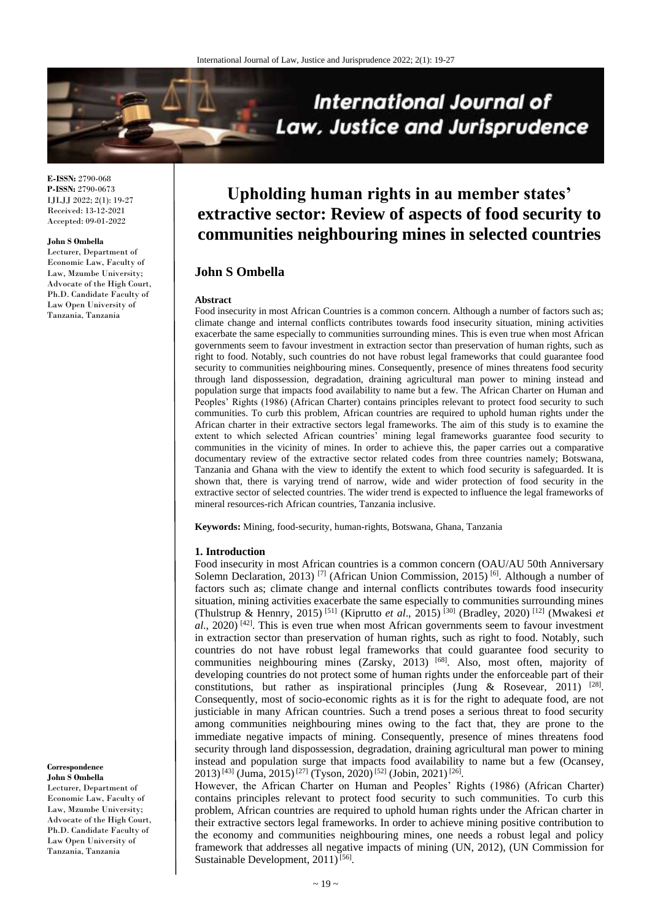**E-ISSN:** 2790-068
**P-ISSN:** 2790-0673
IJLJJ 2022; 2(1): 19-27
Received: 13-12-2021
Accepted: 09-01-2022

**John S Ombella**
Lecturer, Department of Economic Law, Faculty of Law, Mzumbe University; Advocate of the High Court, Ph.D. Candidate Faculty of Law Open University of Tanzania, Tanzania

**Correspondence**
**John S Ombella**
Lecturer, Department of Economic Law, Faculty of Law, Mzumbe University; Advocate of the High Court, Ph.D. Candidate Faculty of Law Open University of Tanzania, Tanzania

# Upholding human rights in au member states' extractive sector: Review of aspects of food security to communities neighbouring mines in selected countries

## John S Ombella

**Abstract**

Food insecurity in most African Countries is a common concern. Although a number of factors such as; climate change and internal conflicts contributes towards food insecurity situation, mining activities exacerbate the same especially to communities surrounding mines. This is even true when most African governments seem to favour investment in extraction sector than preservation of human rights, such as right to food. Notably, such countries do not have robust legal frameworks that could guarantee food security to communities neighbouring mines. Consequently, presence of mines threatens food security through land dispossession, degradation, draining agricultural man power to mining instead and population surge that impacts food availability to name but a few. The African Charter on Human and Peoples' Rights (1986) (African Charter) contains principles relevant to protect food security to such communities. To curb this problem, African countries are required to uphold human rights under the African charter in their extractive sectors legal frameworks. The aim of this study is to examine the extent to which selected African countries' mining legal frameworks guarantee food security to communities in the vicinity of mines. In order to achieve this, the paper carries out a comparative documentary review of the extractive sector related codes from three countries namely; Botswana, Tanzania and Ghana with the view to identify the extent to which food security is safeguarded. It is shown that, there is varying trend of narrow, wide and wider protection of food security in the extractive sector of selected countries. The wider trend is expected to influence the legal frameworks of mineral resources-rich African countries, Tanzania inclusive.

**Keywords:** Mining, food-security, human-rights, Botswana, Ghana, Tanzania

### 1. Introduction

Food insecurity in most African countries is a common concern (OAU/AU 50th Anniversary Solemn Declaration, 2013) [7] (African Union Commission, 2015) [6]. Although a number of factors such as; climate change and internal conflicts contributes towards food insecurity situation, mining activities exacerbate the same especially to communities surrounding mines (Thulstrup & Hennry, 2015) [51] (Kiprutto *et al*., 2015) [30] (Bradley, 2020) [12] (Mwakesi *et al*., 2020) [42]. This is even true when most African governments seem to favour investment in extraction sector than preservation of human rights, such as right to food. Notably, such countries do not have robust legal frameworks that could guarantee food security to communities neighbouring mines (Zarsky, 2013) [68]. Also, most often, majority of developing countries do not protect some of human rights under the enforceable part of their constitutions, but rather as inspirational principles (Jung & Rosevear, 2011) [28]. Consequently, most of socio-economic rights as it is for the right to adequate food, are not justiciable in many African countries. Such a trend poses a serious threat to food security among communities neighbouring mines owing to the fact that, they are prone to the immediate negative impacts of mining. Consequently, presence of mines threatens food security through land dispossession, degradation, draining agricultural man power to mining instead and population surge that impacts food availability to name but a few (Ocansey, 2013) [43] (Juma, 2015) [27] (Tyson, 2020) [52] (Jobin, 2021) [26].

However, the African Charter on Human and Peoples' Rights (1986) (African Charter) contains principles relevant to protect food security to such communities. To curb this problem, African countries are required to uphold human rights under the African charter in their extractive sectors legal frameworks. In order to achieve mining positive contribution to the economy and communities neighbouring mines, one needs a robust legal and policy framework that addresses all negative impacts of mining (UN, 2012), (UN Commission for Sustainable Development, 2011) [56].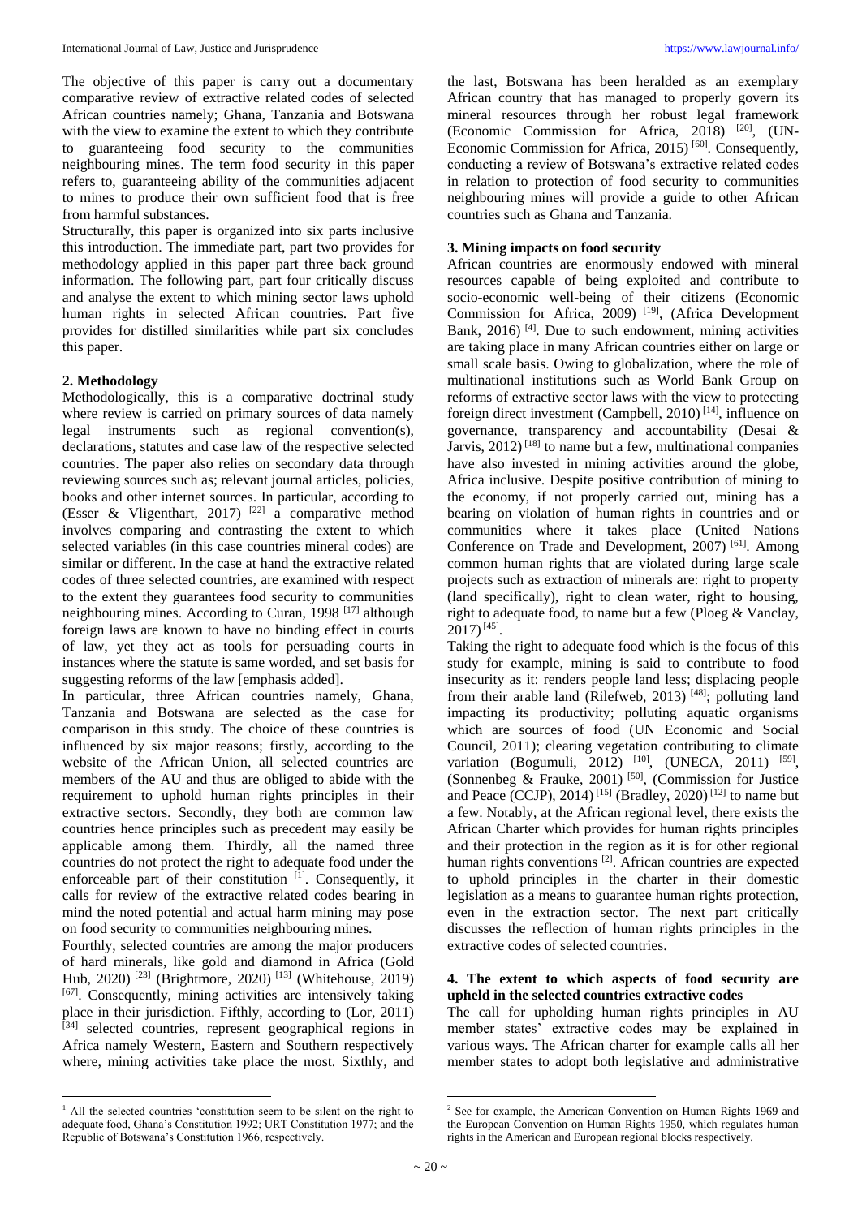The objective of this paper is carry out a documentary comparative review of extractive related codes of selected African countries namely; Ghana, Tanzania and Botswana with the view to examine the extent to which they contribute to guaranteeing food security to the communities neighbouring mines. The term food security in this paper refers to, guaranteeing ability of the communities adjacent to mines to produce their own sufficient food that is free from harmful substances.

Structurally, this paper is organized into six parts inclusive this introduction. The immediate part, part two provides for methodology applied in this paper part three back ground information. The following part, part four critically discuss and analyse the extent to which mining sector laws uphold human rights in selected African countries. Part five provides for distilled similarities while part six concludes this paper.

## 2. Methodology

Methodologically, this is a comparative doctrinal study where review is carried on primary sources of data namely legal instruments such as regional convention(s), declarations, statutes and case law of the respective selected countries. The paper also relies on secondary data through reviewing sources such as; relevant journal articles, policies, books and other internet sources. In particular, according to (Esser & Vligenthart, 2017) [22] a comparative method involves comparing and contrasting the extent to which selected variables (in this case countries mineral codes) are similar or different. In the case at hand the extractive related codes of three selected countries, are examined with respect to the extent they guarantees food security to communities neighbouring mines. According to Curan, 1998 [17] although foreign laws are known to have no binding effect in courts of law, yet they act as tools for persuading courts in instances where the statute is same worded, and set basis for suggesting reforms of the law [emphasis added].

In particular, three African countries namely, Ghana, Tanzania and Botswana are selected as the case for comparison in this study. The choice of these countries is influenced by six major reasons; firstly, according to the website of the African Union, all selected countries are members of the AU and thus are obliged to abide with the requirement to uphold human rights principles in their extractive sectors. Secondly, they both are common law countries hence principles such as precedent may easily be applicable among them. Thirdly, all the named three countries do not protect the right to adequate food under the enforceable part of their constitution [1]. Consequently, it calls for review of the extractive related codes bearing in mind the noted potential and actual harm mining may pose on food security to communities neighbouring mines.

Fourthly, selected countries are among the major producers of hard minerals, like gold and diamond in Africa (Gold Hub, 2020) [23] (Brightmore, 2020) [13] (Whitehouse, 2019) [67]. Consequently, mining activities are intensively taking place in their jurisdiction. Fifthly, according to (Lor, 2011) [34] selected countries, represent geographical regions in Africa namely Western, Eastern and Southern respectively where, mining activities take place the most. Sixthly, and the last, Botswana has been heralded as an exemplary African country that has managed to properly govern its mineral resources through her robust legal framework (Economic Commission for Africa, 2018) [20], (UN-Economic Commission for Africa, 2015) [60]. Consequently, conducting a review of Botswana's extractive related codes in relation to protection of food security to communities neighbouring mines will provide a guide to other African countries such as Ghana and Tanzania.

## 3. Mining impacts on food security

African countries are enormously endowed with mineral resources capable of being exploited and contribute to socio-economic well-being of their citizens (Economic Commission for Africa, 2009) [19], (Africa Development Bank, 2016) [4]. Due to such endowment, mining activities are taking place in many African countries either on large or small scale basis. Owing to globalization, where the role of multinational institutions such as World Bank Group on reforms of extractive sector laws with the view to protecting foreign direct investment (Campbell, 2010) [14], influence on governance, transparency and accountability (Desai & Jarvis, 2012) [18] to name but a few, multinational companies have also invested in mining activities around the globe, Africa inclusive. Despite positive contribution of mining to the economy, if not properly carried out, mining has a bearing on violation of human rights in countries and or communities where it takes place (United Nations Conference on Trade and Development, 2007) [61]. Among common human rights that are violated during large scale projects such as extraction of minerals are: right to property (land specifically), right to clean water, right to housing, right to adequate food, to name but a few (Ploeg & Vanclay, 2017) [45].

Taking the right to adequate food which is the focus of this study for example, mining is said to contribute to food insecurity as it: renders people land less; displacing people from their arable land (Rilefweb, 2013) [48]; polluting land impacting its productivity; polluting aquatic organisms which are sources of food (UN Economic and Social Council, 2011); clearing vegetation contributing to climate variation (Bogumuli, 2012) [10], (UNECA, 2011) [59], (Sonnenbeg & Frauke, 2001) [50], (Commission for Justice and Peace (CCJP), 2014) [15] (Bradley, 2020) [12] to name but a few. Notably, at the African regional level, there exists the African Charter which provides for human rights principles and their protection in the region as it is for other regional human rights conventions [2]. African countries are expected to uphold principles in the charter in their domestic legislation as a means to guarantee human rights protection, even in the extraction sector. The next part critically discusses the reflection of human rights principles in the extractive codes of selected countries.

## 4. The extent to which aspects of food security are upheld in the selected countries extractive codes

The call for upholding human rights principles in AU member states' extractive codes may be explained in various ways. The African charter for example calls all her member states to adopt both legislative and administrative

---

[1] All the selected countries 'constitution seem to be silent on the right to adequate food, Ghana's Constitution 1992; URT Constitution 1977; and the Republic of Botswana's Constitution 1966, respectively.

[2] See for example, the American Convention on Human Rights 1969 and the European Convention on Human Rights 1950, which regulates human rights in the American and European regional blocks respectively.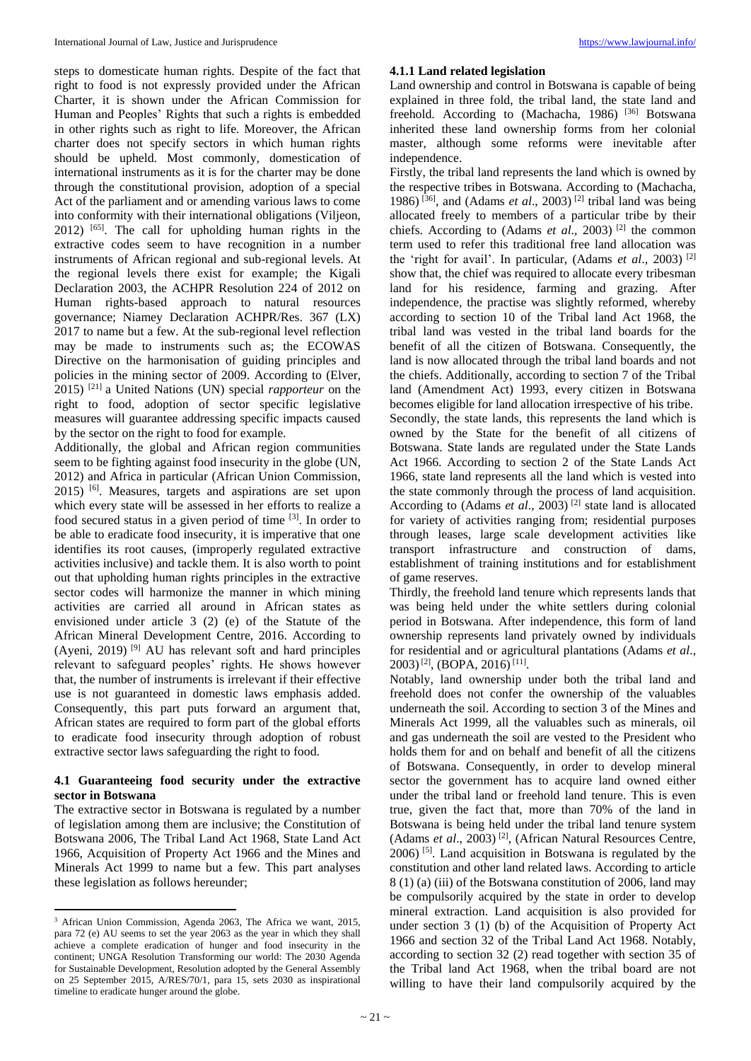steps to domesticate human rights. Despite of the fact that right to food is not expressly provided under the African Charter, it is shown under the African Commission for Human and Peoples' Rights that such a rights is embedded in other rights such as right to life. Moreover, the African charter does not specify sectors in which human rights should be upheld. Most commonly, domestication of international instruments as it is for the charter may be done through the constitutional provision, adoption of a special Act of the parliament and or amending various laws to come into conformity with their international obligations (Viljeon, 2012) [65]. The call for upholding human rights in the extractive codes seem to have recognition in a number instruments of African regional and sub-regional levels. At the regional levels there exist for example; the Kigali Declaration 2003, the ACHPR Resolution 224 of 2012 on Human rights-based approach to natural resources governance; Niamey Declaration ACHPR/Res. 367 (LX) 2017 to name but a few. At the sub-regional level reflection may be made to instruments such as; the ECOWAS Directive on the harmonisation of guiding principles and policies in the mining sector of 2009. According to (Elver, 2015) [21] a United Nations (UN) special *rapporteur* on the right to food, adoption of sector specific legislative measures will guarantee addressing specific impacts caused by the sector on the right to food for example.

Additionally, the global and African region communities seem to be fighting against food insecurity in the globe (UN, 2012) and Africa in particular (African Union Commission, 2015) [6]. Measures, targets and aspirations are set upon which every state will be assessed in her efforts to realize a food secured status in a given period of time [3]. In order to be able to eradicate food insecurity, it is imperative that one identifies its root causes, (improperly regulated extractive activities inclusive) and tackle them. It is also worth to point out that upholding human rights principles in the extractive sector codes will harmonize the manner in which mining activities are carried all around in African states as envisioned under article 3 (2) (e) of the Statute of the African Mineral Development Centre, 2016. According to (Ayeni, 2019) [9] AU has relevant soft and hard principles relevant to safeguard peoples' rights. He shows however that, the number of instruments is irrelevant if their effective use is not guaranteed in domestic laws emphasis added. Consequently, this part puts forward an argument that, African states are required to form part of the global efforts to eradicate food insecurity through adoption of robust extractive sector laws safeguarding the right to food.

### 4.1 Guaranteeing food security under the extractive sector in Botswana

The extractive sector in Botswana is regulated by a number of legislation among them are inclusive; the Constitution of Botswana 2006, The Tribal Land Act 1968, State Land Act 1966, Acquisition of Property Act 1966 and the Mines and Minerals Act 1999 to name but a few. This part analyses these legislation as follows hereunder;

#### 4.1.1 Land related legislation

Land ownership and control in Botswana is capable of being explained in three fold, the tribal land, the state land and freehold. According to (Machacha, 1986) [36] Botswana inherited these land ownership forms from her colonial master, although some reforms were inevitable after independence.

Firstly, the tribal land represents the land which is owned by the respective tribes in Botswana. According to (Machacha, 1986) [36], and (Adams *et al*., 2003) [2] tribal land was being allocated freely to members of a particular tribe by their chiefs. According to (Adams *et al*., 2003) [2] the common term used to refer this traditional free land allocation was the 'right for avail'. In particular, (Adams *et al*., 2003) [2] show that, the chief was required to allocate every tribesman land for his residence, farming and grazing. After independence, the practise was slightly reformed, whereby according to section 10 of the Tribal land Act 1968, the tribal land was vested in the tribal land boards for the benefit of all the citizen of Botswana. Consequently, the land is now allocated through the tribal land boards and not the chiefs. Additionally, according to section 7 of the Tribal land (Amendment Act) 1993, every citizen in Botswana becomes eligible for land allocation irrespective of his tribe.

Secondly, the state lands, this represents the land which is owned by the State for the benefit of all citizens of Botswana. State lands are regulated under the State Lands Act 1966. According to section 2 of the State Lands Act 1966, state land represents all the land which is vested into the state commonly through the process of land acquisition. According to (Adams *et al*., 2003) [2] state land is allocated for variety of activities ranging from; residential purposes through leases, large scale development activities like transport infrastructure and construction of dams, establishment of training institutions and for establishment of game reserves.

Thirdly, the freehold land tenure which represents lands that was being held under the white settlers during colonial period in Botswana. After independence, this form of land ownership represents land privately owned by individuals for residential and or agricultural plantations (Adams *et al*., 2003) [2], (BOPA, 2016) [11].

Notably, land ownership under both the tribal land and freehold does not confer the ownership of the valuables underneath the soil. According to section 3 of the Mines and Minerals Act 1999, all the valuables such as minerals, oil and gas underneath the soil are vested to the President who holds them for and on behalf and benefit of all the citizens of Botswana. Consequently, in order to develop mineral sector the government has to acquire land owned either under the tribal land or freehold land tenure. This is even true, given the fact that, more than 70% of the land in Botswana is being held under the tribal land tenure system (Adams *et al*., 2003) [2], (African Natural Resources Centre, 2006) [5]. Land acquisition in Botswana is regulated by the constitution and other land related laws. According to article 8 (1) (a) (iii) of the Botswana constitution of 2006, land may be compulsorily acquired by the state in order to develop mineral extraction. Land acquisition is also provided for under section 3 (1) (b) of the Acquisition of Property Act 1966 and section 32 of the Tribal Land Act 1968. Notably, according to section 32 (2) read together with section 35 of the Tribal land Act 1968, when the tribal board are not willing to have their land compulsorily acquired by the

---

[3] African Union Commission, Agenda 2063, The Africa we want, 2015, para 72 (e) AU seems to set the year 2063 as the year in which they shall achieve a complete eradication of hunger and food insecurity in the continent; UNGA Resolution Transforming our world: The 2030 Agenda for Sustainable Development, Resolution adopted by the General Assembly on 25 September 2015, A/RES/70/1, para 15, sets 2030 as inspirational timeline to eradicate hunger around the globe.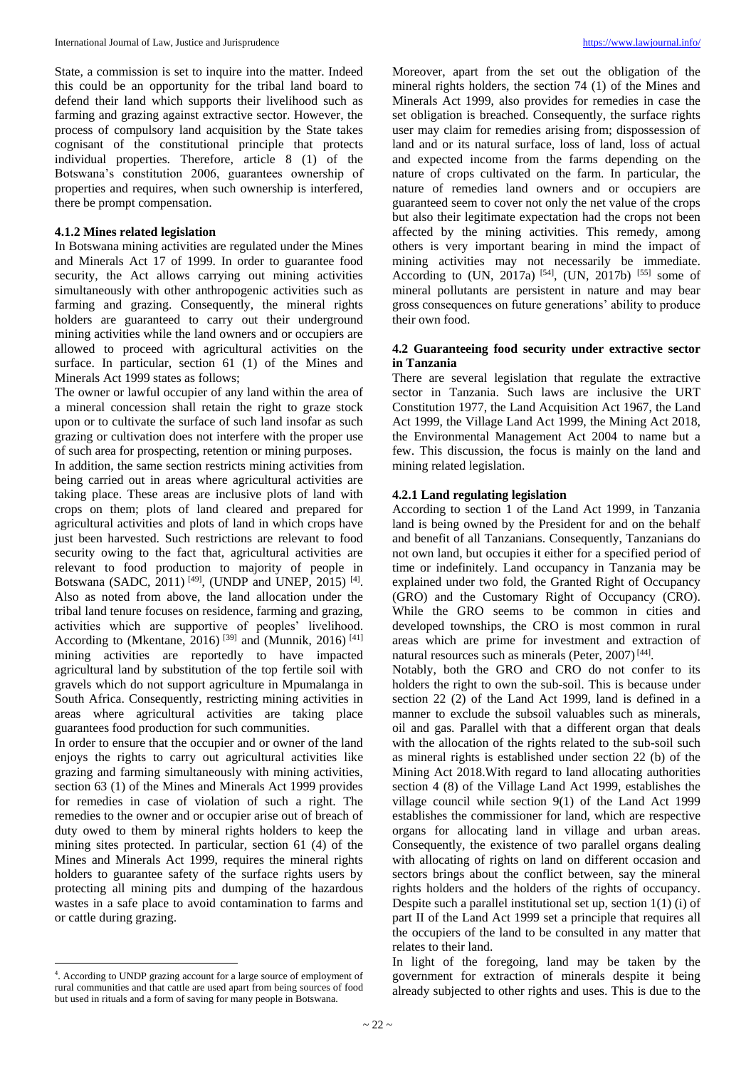State, a commission is set to inquire into the matter. Indeed this could be an opportunity for the tribal land board to defend their land which supports their livelihood such as farming and grazing against extractive sector. However, the process of compulsory land acquisition by the State takes cognisant of the constitutional principle that protects individual properties. Therefore, article 8 (1) of the Botswana's constitution 2006, guarantees ownership of properties and requires, when such ownership is interfered, there be prompt compensation.

#### 4.1.2 Mines related legislation

In Botswana mining activities are regulated under the Mines and Minerals Act 17 of 1999. In order to guarantee food security, the Act allows carrying out mining activities simultaneously with other anthropogenic activities such as farming and grazing. Consequently, the mineral rights holders are guaranteed to carry out their underground mining activities while the land owners and or occupiers are allowed to proceed with agricultural activities on the surface. In particular, section 61 (1) of the Mines and Minerals Act 1999 states as follows;

The owner or lawful occupier of any land within the area of a mineral concession shall retain the right to graze stock upon or to cultivate the surface of such land insofar as such grazing or cultivation does not interfere with the proper use of such area for prospecting, retention or mining purposes.

In addition, the same section restricts mining activities from being carried out in areas where agricultural activities are taking place. These areas are inclusive plots of land with crops on them; plots of land cleared and prepared for agricultural activities and plots of land in which crops have just been harvested. Such restrictions are relevant to food security owing to the fact that, agricultural activities are relevant to food production to majority of people in Botswana (SADC, 2011) [49], (UNDP and UNEP, 2015) [4]. Also as noted from above, the land allocation under the tribal land tenure focuses on residence, farming and grazing, activities which are supportive of peoples' livelihood. According to (Mkentane, 2016) [39] and (Munnik, 2016) [41] mining activities are reportedly to have impacted agricultural land by substitution of the top fertile soil with gravels which do not support agriculture in Mpumalanga in South Africa. Consequently, restricting mining activities in areas where agricultural activities are taking place guarantees food production for such communities.

In order to ensure that the occupier and or owner of the land enjoys the rights to carry out agricultural activities like grazing and farming simultaneously with mining activities, section 63 (1) of the Mines and Minerals Act 1999 provides for remedies in case of violation of such a right. The remedies to the owner and or occupier arise out of breach of duty owed to them by mineral rights holders to keep the mining sites protected. In particular, section 61 (4) of the Mines and Minerals Act 1999, requires the mineral rights holders to guarantee safety of the surface rights users by protecting all mining pits and dumping of the hazardous wastes in a safe place to avoid contamination to farms and or cattle during grazing.

Moreover, apart from the set out the obligation of the mineral rights holders, the section 74 (1) of the Mines and Minerals Act 1999, also provides for remedies in case the set obligation is breached. Consequently, the surface rights user may claim for remedies arising from; dispossession of land and or its natural surface, loss of land, loss of actual and expected income from the farms depending on the nature of crops cultivated on the farm. In particular, the nature of remedies land owners and or occupiers are guaranteed seem to cover not only the net value of the crops but also their legitimate expectation had the crops not been affected by the mining activities. This remedy, among others is very important bearing in mind the impact of mining activities may not necessarily be immediate. According to (UN, 2017a) [54], (UN, 2017b) [55] some of mineral pollutants are persistent in nature and may bear gross consequences on future generations' ability to produce their own food.

### 4.2 Guaranteeing food security under extractive sector in Tanzania

There are several legislation that regulate the extractive sector in Tanzania. Such laws are inclusive the URT Constitution 1977, the Land Acquisition Act 1967, the Land Act 1999, the Village Land Act 1999, the Mining Act 2018, the Environmental Management Act 2004 to name but a few. This discussion, the focus is mainly on the land and mining related legislation.

#### 4.2.1 Land regulating legislation

According to section 1 of the Land Act 1999, in Tanzania land is being owned by the President for and on the behalf and benefit of all Tanzanians. Consequently, Tanzanians do not own land, but occupies it either for a specified period of time or indefinitely. Land occupancy in Tanzania may be explained under two fold, the Granted Right of Occupancy (GRO) and the Customary Right of Occupancy (CRO). While the GRO seems to be common in cities and developed townships, the CRO is most common in rural areas which are prime for investment and extraction of natural resources such as minerals (Peter, 2007) [44].

Notably, both the GRO and CRO do not confer to its holders the right to own the sub-soil. This is because under section 22 (2) of the Land Act 1999, land is defined in a manner to exclude the subsoil valuables such as minerals, oil and gas. Parallel with that a different organ that deals with the allocation of the rights related to the sub-soil such as mineral rights is established under section 22 (b) of the Mining Act 2018.With regard to land allocating authorities section 4 (8) of the Village Land Act 1999, establishes the village council while section 9(1) of the Land Act 1999 establishes the commissioner for land, which are respective organs for allocating land in village and urban areas. Consequently, the existence of two parallel organs dealing with allocating of rights on land on different occasion and sectors brings about the conflict between, say the mineral rights holders and the holders of the rights of occupancy. Despite such a parallel institutional set up, section 1(1) (i) of part II of the Land Act 1999 set a principle that requires all the occupiers of the land to be consulted in any matter that relates to their land.

In light of the foregoing, land may be taken by the government for extraction of minerals despite it being already subjected to other rights and uses. This is due to the

---

[4]. According to UNDP grazing account for a large source of employment of rural communities and that cattle are used apart from being sources of food but used in rituals and a form of saving for many people in Botswana.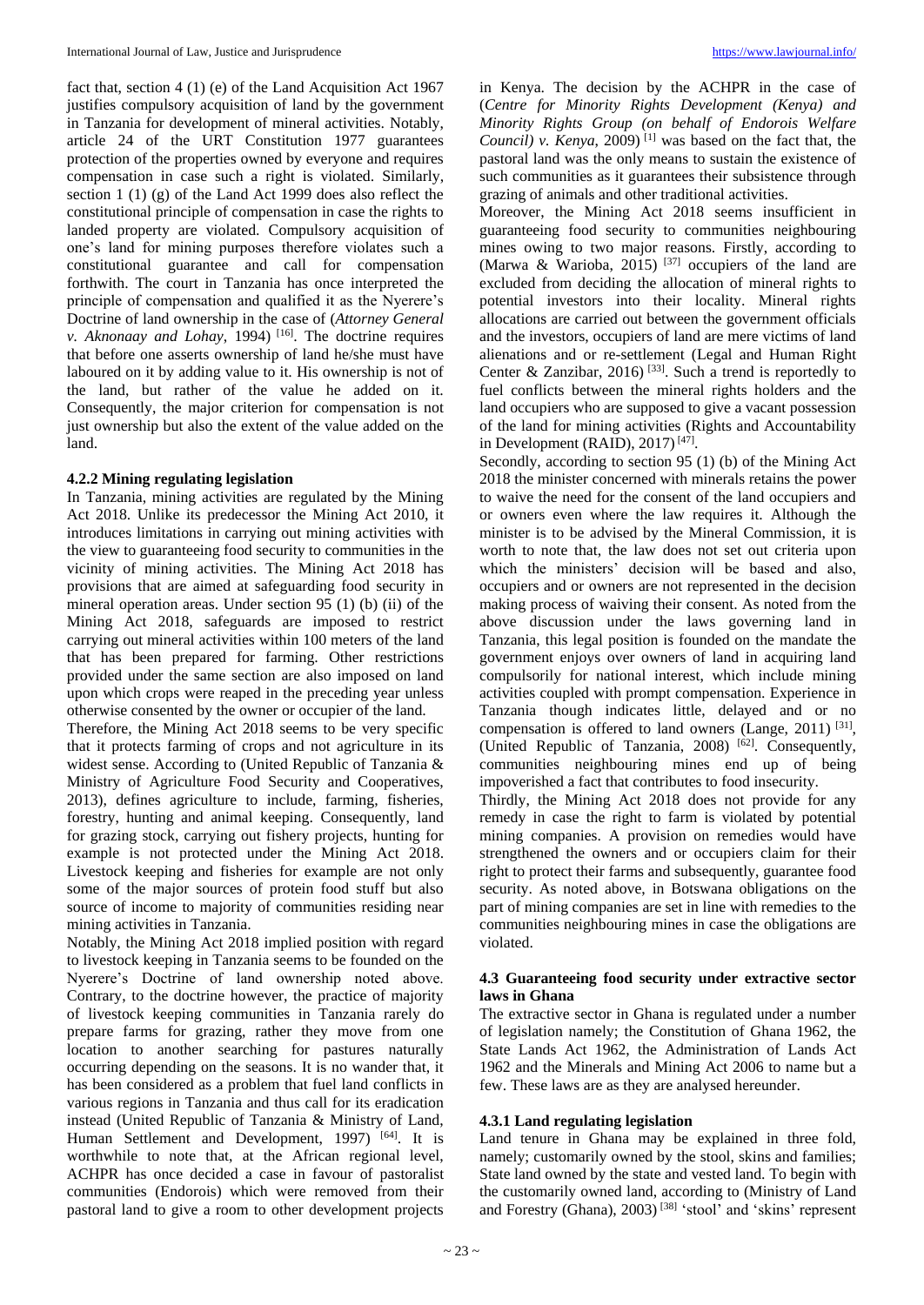fact that, section 4 (1) (e) of the Land Acquisition Act 1967 justifies compulsory acquisition of land by the government in Tanzania for development of mineral activities. Notably, article 24 of the URT Constitution 1977 guarantees protection of the properties owned by everyone and requires compensation in case such a right is violated. Similarly, section 1 (1) (g) of the Land Act 1999 does also reflect the constitutional principle of compensation in case the rights to landed property are violated. Compulsory acquisition of one's land for mining purposes therefore violates such a constitutional guarantee and call for compensation forthwith. The court in Tanzania has once interpreted the principle of compensation and qualified it as the Nyerere's Doctrine of land ownership in the case of (*Attorney General v. Aknonaay and Lohay*, 1994) [16]. The doctrine requires that before one asserts ownership of land he/she must have laboured on it by adding value to it. His ownership is not of the land, but rather of the value he added on it. Consequently, the major criterion for compensation is not just ownership but also the extent of the value added on the land.

### 4.2.2 Mining regulating legislation

In Tanzania, mining activities are regulated by the Mining Act 2018. Unlike its predecessor the Mining Act 2010, it introduces limitations in carrying out mining activities with the view to guaranteeing food security to communities in the vicinity of mining activities. The Mining Act 2018 has provisions that are aimed at safeguarding food security in mineral operation areas. Under section 95 (1) (b) (ii) of the Mining Act 2018, safeguards are imposed to restrict carrying out mineral activities within 100 meters of the land that has been prepared for farming. Other restrictions provided under the same section are also imposed on land upon which crops were reaped in the preceding year unless otherwise consented by the owner or occupier of the land.

Therefore, the Mining Act 2018 seems to be very specific that it protects farming of crops and not agriculture in its widest sense. According to (United Republic of Tanzania & Ministry of Agriculture Food Security and Cooperatives, 2013), defines agriculture to include, farming, fisheries, forestry, hunting and animal keeping. Consequently, land for grazing stock, carrying out fishery projects, hunting for example is not protected under the Mining Act 2018. Livestock keeping and fisheries for example are not only some of the major sources of protein food stuff but also source of income to majority of communities residing near mining activities in Tanzania.

Notably, the Mining Act 2018 implied position with regard to livestock keeping in Tanzania seems to be founded on the Nyerere's Doctrine of land ownership noted above. Contrary, to the doctrine however, the practice of majority of livestock keeping communities in Tanzania rarely do prepare farms for grazing, rather they move from one location to another searching for pastures naturally occurring depending on the seasons. It is no wander that, it has been considered as a problem that fuel land conflicts in various regions in Tanzania and thus call for its eradication instead (United Republic of Tanzania & Ministry of Land, Human Settlement and Development, 1997) [64]. It is worthwhile to note that, at the African regional level, ACHPR has once decided a case in favour of pastoralist communities (Endorois) which were removed from their pastoral land to give a room to other development projects in Kenya. The decision by the ACHPR in the case of (*Centre for Minority Rights Development (Kenya) and Minority Rights Group (on behalf of Endorois Welfare Council) v. Kenya*, 2009) [1] was based on the fact that, the pastoral land was the only means to sustain the existence of such communities as it guarantees their subsistence through grazing of animals and other traditional activities.

Moreover, the Mining Act 2018 seems insufficient in guaranteeing food security to communities neighbouring mines owing to two major reasons. Firstly, according to (Marwa & Warioba, 2015) [37] occupiers of the land are excluded from deciding the allocation of mineral rights to potential investors into their locality. Mineral rights allocations are carried out between the government officials and the investors, occupiers of land are mere victims of land alienations and or re-settlement (Legal and Human Right Center & Zanzibar, 2016) [33]. Such a trend is reportedly to fuel conflicts between the mineral rights holders and the land occupiers who are supposed to give a vacant possession of the land for mining activities (Rights and Accountability in Development (RAID), 2017) [47].

Secondly, according to section 95 (1) (b) of the Mining Act 2018 the minister concerned with minerals retains the power to waive the need for the consent of the land occupiers and or owners even where the law requires it. Although the minister is to be advised by the Mineral Commission, it is worth to note that, the law does not set out criteria upon which the ministers' decision will be based and also, occupiers and or owners are not represented in the decision making process of waiving their consent. As noted from the above discussion under the laws governing land in Tanzania, this legal position is founded on the mandate the government enjoys over owners of land in acquiring land compulsorily for national interest, which include mining activities coupled with prompt compensation. Experience in Tanzania though indicates little, delayed and or no compensation is offered to land owners (Lange, 2011) [31], (United Republic of Tanzania, 2008) [62]. Consequently, communities neighbouring mines end up of being impoverished a fact that contributes to food insecurity.

Thirdly, the Mining Act 2018 does not provide for any remedy in case the right to farm is violated by potential mining companies. A provision on remedies would have strengthened the owners and or occupiers claim for their right to protect their farms and subsequently, guarantee food security. As noted above, in Botswana obligations on the part of mining companies are set in line with remedies to the communities neighbouring mines in case the obligations are violated.

### 4.3 Guaranteeing food security under extractive sector laws in Ghana

The extractive sector in Ghana is regulated under a number of legislation namely; the Constitution of Ghana 1962, the State Lands Act 1962, the Administration of Lands Act 1962 and the Minerals and Mining Act 2006 to name but a few. These laws are as they are analysed hereunder.

### 4.3.1 Land regulating legislation

Land tenure in Ghana may be explained in three fold, namely; customarily owned by the stool, skins and families; State land owned by the state and vested land. To begin with the customarily owned land, according to (Ministry of Land and Forestry (Ghana), 2003) [38] 'stool' and 'skins' represent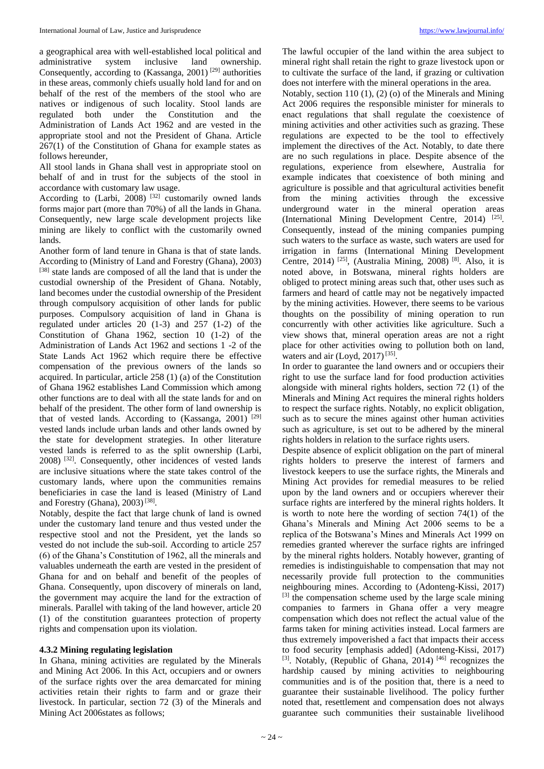a geographical area with well-established local political and administrative system inclusive land ownership. Consequently, according to (Kassanga, 2001) [29] authorities in these areas, commonly chiefs usually hold land for and on behalf of the rest of the members of the stool who are natives or indigenous of such locality. Stool lands are regulated both under the Constitution and the Administration of Lands Act 1962 and are vested in the appropriate stool and not the President of Ghana. Article 267(1) of the Constitution of Ghana for example states as follows hereunder,

All stool lands in Ghana shall vest in appropriate stool on behalf of and in trust for the subjects of the stool in accordance with customary law usage.

According to (Larbi, 2008) [32] customarily owned lands forms major part (more than 70%) of all the lands in Ghana. Consequently, new large scale development projects like mining are likely to conflict with the customarily owned lands.

Another form of land tenure in Ghana is that of state lands. According to (Ministry of Land and Forestry (Ghana), 2003) [38] state lands are composed of all the land that is under the custodial ownership of the President of Ghana. Notably, land becomes under the custodial ownership of the President through compulsory acquisition of other lands for public purposes. Compulsory acquisition of land in Ghana is regulated under articles 20 (1-3) and 257 (1-2) of the Constitution of Ghana 1962, section 10 (1-2) of the Administration of Lands Act 1962 and sections 1 -2 of the State Lands Act 1962 which require there be effective compensation of the previous owners of the lands so acquired. In particular, article 258 (1) (a) of the Constitution of Ghana 1962 establishes Land Commission which among other functions are to deal with all the state lands for and on behalf of the president. The other form of land ownership is that of vested lands. According to (Kassanga, 2001) [29] vested lands include urban lands and other lands owned by the state for development strategies. In other literature vested lands is referred to as the split ownership (Larbi, 2008) [32]. Consequently, other incidences of vested lands are inclusive situations where the state takes control of the customary lands, where upon the communities remains beneficiaries in case the land is leased (Ministry of Land and Forestry (Ghana), 2003) [38].

Notably, despite the fact that large chunk of land is owned under the customary land tenure and thus vested under the respective stool and not the President, yet the lands so vested do not include the sub-soil. According to article 257 (6) of the Ghana's Constitution of 1962, all the minerals and valuables underneath the earth are vested in the president of Ghana for and on behalf and benefit of the peoples of Ghana. Consequently, upon discovery of minerals on land, the government may acquire the land for the extraction of minerals. Parallel with taking of the land however, article 20 (1) of the constitution guarantees protection of property rights and compensation upon its violation.

### 4.3.2 Mining regulating legislation

In Ghana, mining activities are regulated by the Minerals and Mining Act 2006. In this Act, occupiers and or owners of the surface rights over the area demarcated for mining activities retain their rights to farm and or graze their livestock. In particular, section 72 (3) of the Minerals and Mining Act 2006states as follows;

The lawful occupier of the land within the area subject to mineral right shall retain the right to graze livestock upon or to cultivate the surface of the land, if grazing or cultivation does not interfere with the mineral operations in the area.

Notably, section 110 (1), (2) (o) of the Minerals and Mining Act 2006 requires the responsible minister for minerals to enact regulations that shall regulate the coexistence of mining activities and other activities such as grazing. These regulations are expected to be the tool to effectively implement the directives of the Act. Notably, to date there are no such regulations in place. Despite absence of the regulations, experience from elsewhere, Australia for example indicates that coexistence of both mining and agriculture is possible and that agricultural activities benefit from the mining activities through the excessive underground water in the mineral operation areas (International Mining Development Centre, 2014) [25]. Consequently, instead of the mining companies pumping such waters to the surface as waste, such waters are used for irrigation in farms (International Mining Development Centre, 2014) [25], (Australia Mining, 2008) [8]. Also, it is noted above, in Botswana, mineral rights holders are obliged to protect mining areas such that, other uses such as farmers and heard of cattle may not be negatively impacted by the mining activities. However, there seems to be various thoughts on the possibility of mining operation to run concurrently with other activities like agriculture. Such a view shows that, mineral operation areas are not a right place for other activities owing to pollution both on land, waters and air (Loyd, 2017) [35].

In order to guarantee the land owners and or occupiers their right to use the surface land for food production activities alongside with mineral rights holders, section 72 (1) of the Minerals and Mining Act requires the mineral rights holders to respect the surface rights. Notably, no explicit obligation, such as to secure the mines against other human activities such as agriculture, is set out to be adhered by the mineral rights holders in relation to the surface rights users.

Despite absence of explicit obligation on the part of mineral rights holders to preserve the interest of farmers and livestock keepers to use the surface rights, the Minerals and Mining Act provides for remedial measures to be relied upon by the land owners and or occupiers wherever their surface rights are interfered by the mineral rights holders. It is worth to note here the wording of section 74(1) of the Ghana's Minerals and Mining Act 2006 seems to be a replica of the Botswana's Mines and Minerals Act 1999 on remedies granted wherever the surface rights are infringed by the mineral rights holders. Notably however, granting of remedies is indistinguishable to compensation that may not necessarily provide full protection to the communities neighbouring mines. According to (Adonteng-Kissi, 2017) [3] the compensation scheme used by the large scale mining companies to farmers in Ghana offer a very meagre compensation which does not reflect the actual value of the farms taken for mining activities instead. Local farmers are thus extremely impoverished a fact that impacts their access to food security [emphasis added] (Adonteng-Kissi, 2017) [3]. Notably, (Republic of Ghana, 2014) [46] recognizes the hardship caused by mining activities to neighbouring communities and is of the position that, there is a need to guarantee their sustainable livelihood. The policy further noted that, resettlement and compensation does not always guarantee such communities their sustainable livelihood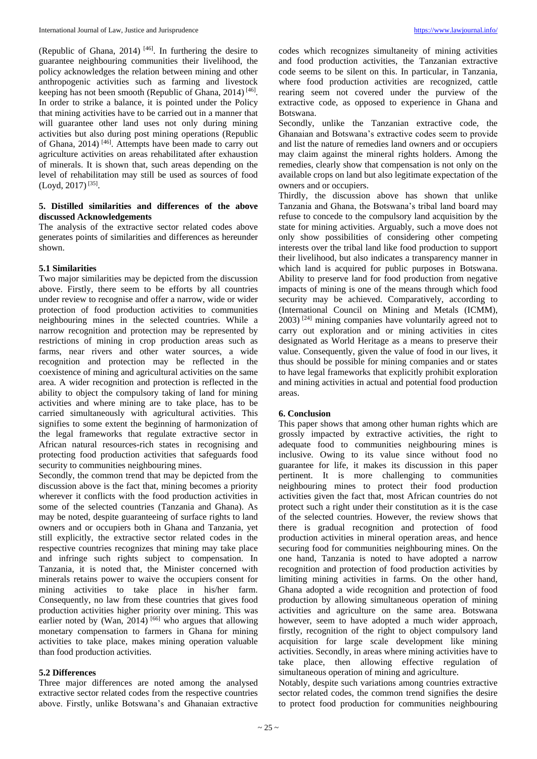(Republic of Ghana, 2014) [46]. In furthering the desire to guarantee neighbouring communities their livelihood, the policy acknowledges the relation between mining and other anthropogenic activities such as farming and livestock keeping has not been smooth (Republic of Ghana, 2014) [46]. In order to strike a balance, it is pointed under the Policy that mining activities have to be carried out in a manner that will guarantee other land uses not only during mining activities but also during post mining operations (Republic of Ghana, 2014) [46]. Attempts have been made to carry out agriculture activities on areas rehabilitated after exhaustion of minerals. It is shown that, such areas depending on the level of rehabilitation may still be used as sources of food (Loyd, 2017) [35].

## 5. Distilled similarities and differences of the above discussed Acknowledgements

The analysis of the extractive sector related codes above generates points of similarities and differences as hereunder shown.

### 5.1 Similarities

Two major similarities may be depicted from the discussion above. Firstly, there seem to be efforts by all countries under review to recognise and offer a narrow, wide or wider protection of food production activities to communities neighbouring mines in the selected countries. While a narrow recognition and protection may be represented by restrictions of mining in crop production areas such as farms, near rivers and other water sources, a wide recognition and protection may be reflected in the coexistence of mining and agricultural activities on the same area. A wider recognition and protection is reflected in the ability to object the compulsory taking of land for mining activities and where mining are to take place, has to be carried simultaneously with agricultural activities. This signifies to some extent the beginning of harmonization of the legal frameworks that regulate extractive sector in African natural resources-rich states in recognising and protecting food production activities that safeguards food security to communities neighbouring mines.

Secondly, the common trend that may be depicted from the discussion above is the fact that, mining becomes a priority wherever it conflicts with the food production activities in some of the selected countries (Tanzania and Ghana). As may be noted, despite guaranteeing of surface rights to land owners and or occupiers both in Ghana and Tanzania, yet still explicitly, the extractive sector related codes in the respective countries recognizes that mining may take place and infringe such rights subject to compensation. In Tanzania, it is noted that, the Minister concerned with minerals retains power to waive the occupiers consent for mining activities to take place in his/her farm. Consequently, no law from these countries that gives food production activities higher priority over mining. This was earlier noted by (Wan, 2014) [66] who argues that allowing monetary compensation to farmers in Ghana for mining activities to take place, makes mining operation valuable than food production activities.

### 5.2 Differences

Three major differences are noted among the analysed extractive sector related codes from the respective countries above. Firstly, unlike Botswana's and Ghanaian extractive codes which recognizes simultaneity of mining activities and food production activities, the Tanzanian extractive code seems to be silent on this. In particular, in Tanzania, where food production activities are recognized, cattle rearing seem not covered under the purview of the extractive code, as opposed to experience in Ghana and Botswana.

Secondly, unlike the Tanzanian extractive code, the Ghanaian and Botswana's extractive codes seem to provide and list the nature of remedies land owners and or occupiers may claim against the mineral rights holders. Among the remedies, clearly show that compensation is not only on the available crops on land but also legitimate expectation of the owners and or occupiers.

Thirdly, the discussion above has shown that unlike Tanzania and Ghana, the Botswana's tribal land board may refuse to concede to the compulsory land acquisition by the state for mining activities. Arguably, such a move does not only show possibilities of considering other competing interests over the tribal land like food production to support their livelihood, but also indicates a transparency manner in which land is acquired for public purposes in Botswana. Ability to preserve land for food production from negative impacts of mining is one of the means through which food security may be achieved. Comparatively, according to (International Council on Mining and Metals (ICMM), 2003) [24] mining companies have voluntarily agreed not to carry out exploration and or mining activities in cites designated as World Heritage as a means to preserve their value. Consequently, given the value of food in our lives, it thus should be possible for mining companies and or states to have legal frameworks that explicitly prohibit exploration and mining activities in actual and potential food production areas.

## 6. Conclusion

This paper shows that among other human rights which are grossly impacted by extractive activities, the right to adequate food to communities neighbouring mines is inclusive. Owing to its value since without food no guarantee for life, it makes its discussion in this paper pertinent. It is more challenging to communities neighbouring mines to protect their food production activities given the fact that, most African countries do not protect such a right under their constitution as it is the case of the selected countries. However, the review shows that there is gradual recognition and protection of food production activities in mineral operation areas, and hence securing food for communities neighbouring mines. On the one hand, Tanzania is noted to have adopted a narrow recognition and protection of food production activities by limiting mining activities in farms. On the other hand, Ghana adopted a wide recognition and protection of food production by allowing simultaneous operation of mining activities and agriculture on the same area. Botswana however, seem to have adopted a much wider approach, firstly, recognition of the right to object compulsory land acquisition for large scale development like mining activities. Secondly, in areas where mining activities have to take place, then allowing effective regulation of simultaneous operation of mining and agriculture.

Notably, despite such variations among countries extractive sector related codes, the common trend signifies the desire to protect food production for communities neighbouring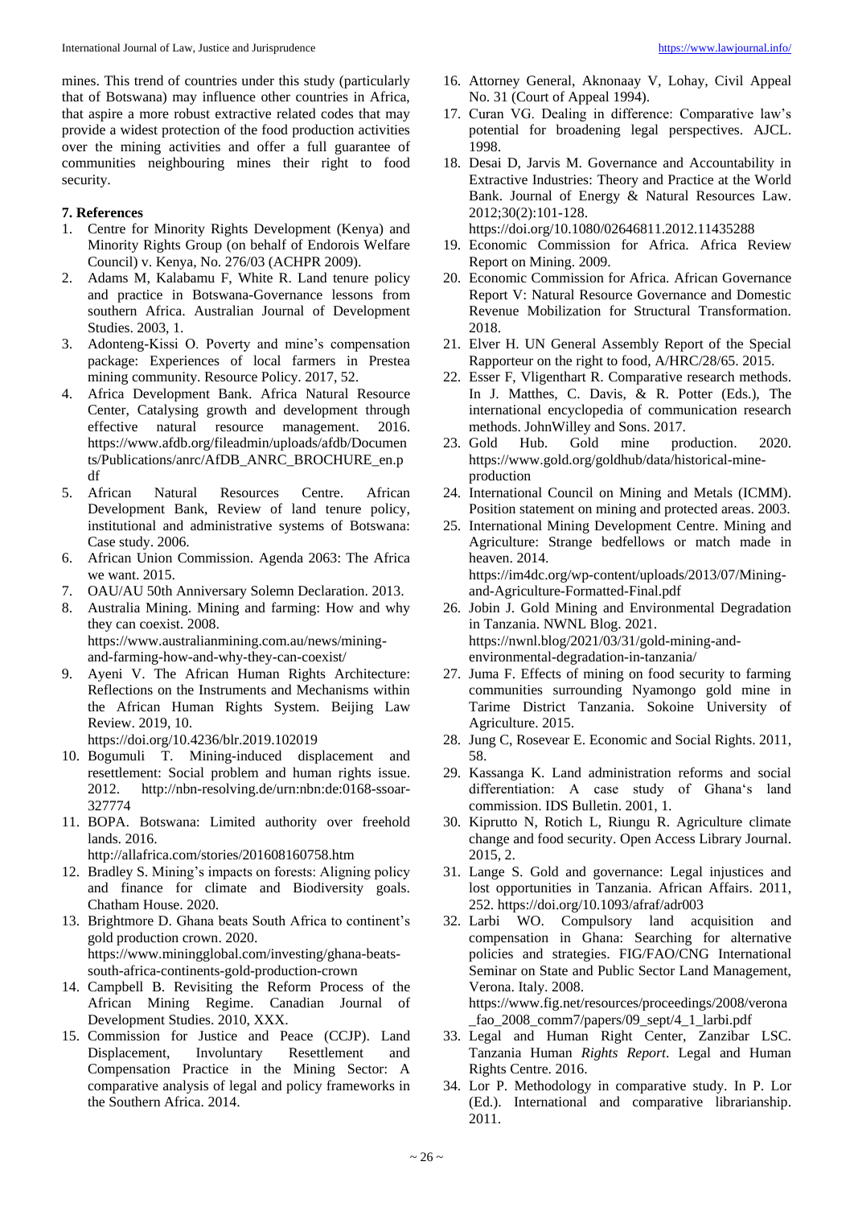mines. This trend of countries under this study (particularly that of Botswana) may influence other countries in Africa, that aspire a more robust extractive related codes that may provide a widest protection of the food production activities over the mining activities and offer a full guarantee of communities neighbouring mines their right to food security.

## 7. References

1. Centre for Minority Rights Development (Kenya) and Minority Rights Group (on behalf of Endorois Welfare Council) v. Kenya, No. 276/03 (ACHPR 2009).
2. Adams M, Kalabamu F, White R. Land tenure policy and practice in Botswana-Governance lessons from southern Africa. Australian Journal of Development Studies. 2003, 1.
3. Adonteng-Kissi O. Poverty and mine's compensation package: Experiences of local farmers in Prestea mining community. Resource Policy. 2017, 52.
4. Africa Development Bank. Africa Natural Resource Center, Catalysing growth and development through effective natural resource management. 2016. https://www.afdb.org/fileadmin/uploads/afdb/Documents/Publications/anrc/AfDB_ANRC_BROCHURE_en.pdf
5. African Natural Resources Centre. African Development Bank, Review of land tenure policy, institutional and administrative systems of Botswana: Case study. 2006.
6. African Union Commission. Agenda 2063: The Africa we want. 2015.
7. OAU/AU 50th Anniversary Solemn Declaration. 2013.
8. Australia Mining. Mining and farming: How and why they can coexist. 2008. https://www.australianmining.com.au/news/mining-and-farming-how-and-why-they-can-coexist/
9. Ayeni V. The African Human Rights Architecture: Reflections on the Instruments and Mechanisms within the African Human Rights System. Beijing Law Review. 2019, 10. https://doi.org/10.4236/blr.2019.102019
10. Bogumuli T. Mining-induced displacement and resettlement: Social problem and human rights issue. 2012. http://nbn-resolving.de/urn:nbn:de:0168-ssoar-327774
11. BOPA. Botswana: Limited authority over freehold lands. 2016. http://allafrica.com/stories/201608160758.htm
12. Bradley S. Mining's impacts on forests: Aligning policy and finance for climate and Biodiversity goals. Chatham House. 2020.
13. Brightmore D. Ghana beats South Africa to continent's gold production crown. 2020. https://www.miningglobal.com/investing/ghana-beats-south-africa-continents-gold-production-crown
14. Campbell B. Revisiting the Reform Process of the African Mining Regime. Canadian Journal of Development Studies. 2010, XXX.
15. Commission for Justice and Peace (CCJP). Land Displacement, Involuntary Resettlement and Compensation Practice in the Mining Sector: A comparative analysis of legal and policy frameworks in the Southern Africa. 2014.
16. Attorney General, Aknonaay V, Lohay, Civil Appeal No. 31 (Court of Appeal 1994).
17. Curan VG. Dealing in difference: Comparative law's potential for broadening legal perspectives. AJCL. 1998.
18. Desai D, Jarvis M. Governance and Accountability in Extractive Industries: Theory and Practice at the World Bank. Journal of Energy & Natural Resources Law. 2012;30(2):101-128. https://doi.org/10.1080/02646811.2012.11435288
19. Economic Commission for Africa. Africa Review Report on Mining. 2009.
20. Economic Commission for Africa. African Governance Report V: Natural Resource Governance and Domestic Revenue Mobilization for Structural Transformation. 2018.
21. Elver H. UN General Assembly Report of the Special Rapporteur on the right to food, A/HRC/28/65. 2015.
22. Esser F, Vligenthart R. Comparative research methods. In J. Matthes, C. Davis, & R. Potter (Eds.), The international encyclopedia of communication research methods. JohnWilley and Sons. 2017.
23. Gold Hub. Gold mine production. 2020. https://www.gold.org/goldhub/data/historical-mine-production
24. International Council on Mining and Metals (ICMM). Position statement on mining and protected areas. 2003.
25. International Mining Development Centre. Mining and Agriculture: Strange bedfellows or match made in heaven. 2014. https://im4dc.org/wp-content/uploads/2013/07/Mining-and-Agriculture-Formatted-Final.pdf
26. Jobin J. Gold Mining and Environmental Degradation in Tanzania. NWNL Blog. 2021. https://nwnl.blog/2021/03/31/gold-mining-and-environmental-degradation-in-tanzania/
27. Juma F. Effects of mining on food security to farming communities surrounding Nyamongo gold mine in Tarime District Tanzania. Sokoine University of Agriculture. 2015.
28. Jung C, Rosevear E. Economic and Social Rights. 2011, 58.
29. Kassanga K. Land administration reforms and social differentiation: A case study of Ghana's land commission. IDS Bulletin. 2001, 1.
30. Kiprutto N, Rotich L, Riungu R. Agriculture climate change and food security. Open Access Library Journal. 2015, 2.
31. Lange S. Gold and governance: Legal injustices and lost opportunities in Tanzania. African Affairs. 2011, 252. https://doi.org/10.1093/afraf/adr003
32. Larbi WO. Compulsory land acquisition and compensation in Ghana: Searching for alternative policies and strategies. FIG/FAO/CNG International Seminar on State and Public Sector Land Management, Verona. Italy. 2008. https://www.fig.net/resources/proceedings/2008/verona_fao_2008_comm7/papers/09_sept/4_1_larbi.pdf
33. Legal and Human Right Center, Zanzibar LSC. Tanzania Human *Rights Report*. Legal and Human Rights Centre. 2016.
34. Lor P. Methodology in comparative study. In P. Lor (Ed.). International and comparative librarianship. 2011.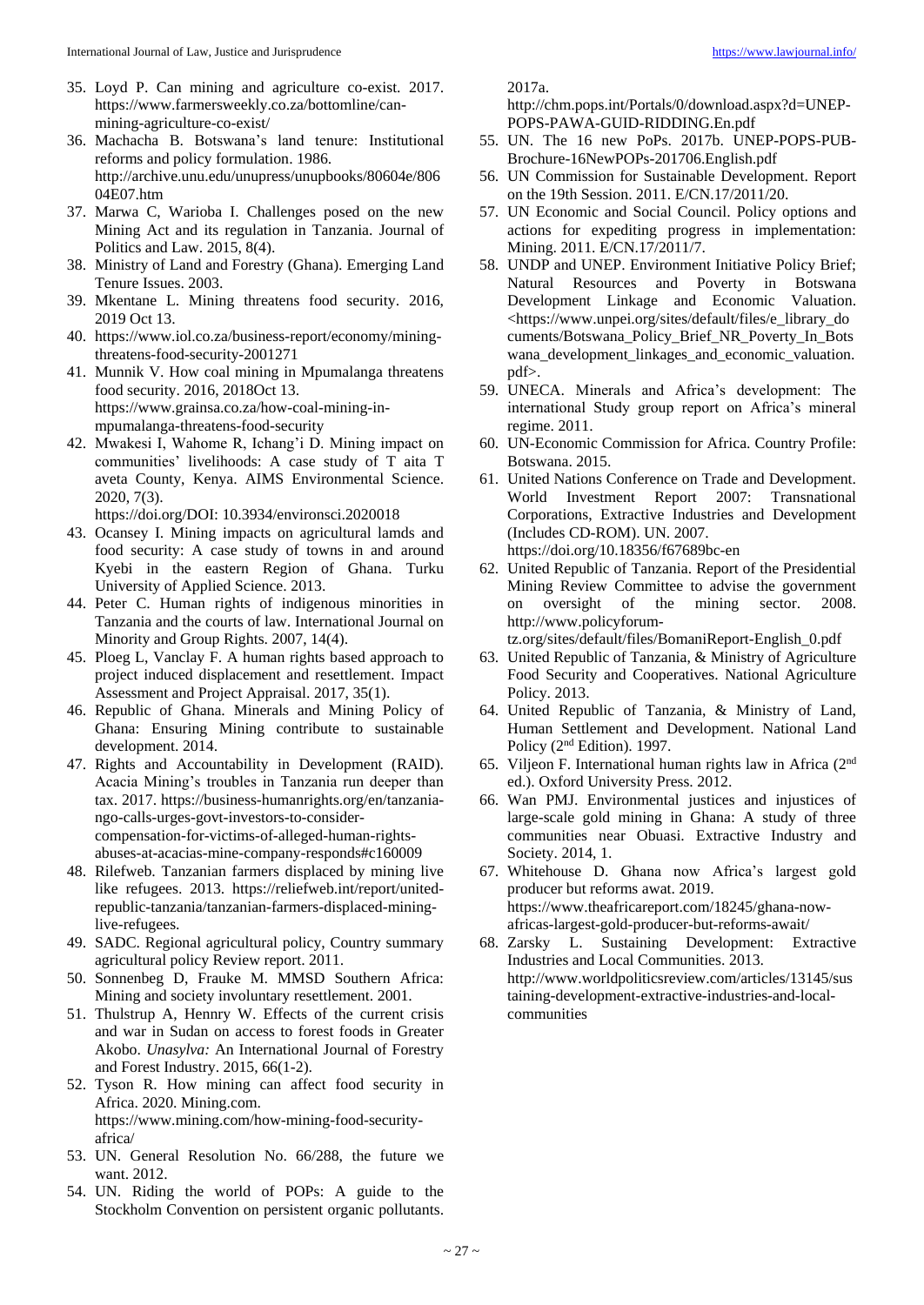35. Loyd P. Can mining and agriculture co-exist. 2017. https://www.farmersweekly.co.za/bottomline/can-mining-agriculture-co-exist/
36. Machacha B. Botswana's land tenure: Institutional reforms and policy formulation. 1986. http://archive.unu.edu/unupress/unupbooks/80604e/80604E07.htm
37. Marwa C, Warioba I. Challenges posed on the new Mining Act and its regulation in Tanzania. Journal of Politics and Law. 2015, 8(4).
38. Ministry of Land and Forestry (Ghana). Emerging Land Tenure Issues. 2003.
39. Mkentane L. Mining threatens food security. 2016, 2019 Oct 13.
40. https://www.iol.co.za/business-report/economy/mining-threatens-food-security-2001271
41. Munnik V. How coal mining in Mpumalanga threatens food security. 2016, 2018Oct 13. https://www.grainsa.co.za/how-coal-mining-in-mpumalanga-threatens-food-security
42. Mwakesi I, Wahome R, Ichang'i D. Mining impact on communities' livelihoods: A case study of T aita T aveta County, Kenya. AIMS Environmental Science. 2020, 7(3). https://doi.org/DOI: 10.3934/environsci.2020018
43. Ocansey I. Mining impacts on agricultural lamds and food security: A case study of towns in and around Kyebi in the eastern Region of Ghana. Turku University of Applied Science. 2013.
44. Peter C. Human rights of indigenous minorities in Tanzania and the courts of law. International Journal on Minority and Group Rights. 2007, 14(4).
45. Ploeg L, Vanclay F. A human rights based approach to project induced displacement and resettlement. Impact Assessment and Project Appraisal. 2017, 35(1).
46. Republic of Ghana. Minerals and Mining Policy of Ghana: Ensuring Mining contribute to sustainable development. 2014.
47. Rights and Accountability in Development (RAID). Acacia Mining's troubles in Tanzania run deeper than tax. 2017. https://business-humanrights.org/en/tanzania-ngo-calls-urges-govt-investors-to-consider-compensation-for-victims-of-alleged-human-rights-abuses-at-acacias-mine-company-responds#c160009
48. Rilefweb. Tanzanian farmers displaced by mining live like refugees. 2013. https://reliefweb.int/report/united-republic-tanzania/tanzanian-farmers-displaced-mining-live-refugees.
49. SADC. Regional agricultural policy, Country summary agricultural policy Review report. 2011.
50. Sonnenbeg D, Frauke M. MMSD Southern Africa: Mining and society involuntary resettlement. 2001.
51. Thulstrup A, Hennry W. Effects of the current crisis and war in Sudan on access to forest foods in Greater Akobo. *Unasylva:* An International Journal of Forestry and Forest Industry. 2015, 66(1-2).
52. Tyson R. How mining can affect food security in Africa. 2020. Mining.com. https://www.mining.com/how-mining-food-security-africa/
53. UN. General Resolution No. 66/288, the future we want. 2012.
54. UN. Riding the world of POPs: A guide to the Stockholm Convention on persistent organic pollutants. 2017a. http://chm.pops.int/Portals/0/download.aspx?d=UNEP-POPS-PAWA-GUID-RIDDING.En.pdf
55. UN. The 16 new PoPs. 2017b. UNEP-POPS-PUB-Brochure-16NewPOPs-201706.English.pdf
56. UN Commission for Sustainable Development. Report on the 19th Session. 2011. E/CN.17/2011/20.
57. UN Economic and Social Council. Policy options and actions for expediting progress in implementation: Mining. 2011. E/CN.17/2011/7.
58. UNDP and UNEP. Environment Initiative Policy Brief; Natural Resources and Poverty in Botswana Development Linkage and Economic Valuation. <https://www.unpei.org/sites/default/files/e_library_documents/Botswana_Policy_Brief_NR_Poverty_In_Botswana_development_linkages_and_economic_valuation.pdf>.
59. UNECA. Minerals and Africa's development: The international Study group report on Africa's mineral regime. 2011.
60. UN-Economic Commission for Africa. Country Profile: Botswana. 2015.
61. United Nations Conference on Trade and Development. World Investment Report 2007: Transnational Corporations, Extractive Industries and Development (Includes CD-ROM). UN. 2007. https://doi.org/10.18356/f67689bc-en
62. United Republic of Tanzania. Report of the Presidential Mining Review Committee to advise the government on oversight of the mining sector. 2008. http://www.policyforum-tz.org/sites/default/files/BomaniReport-English_0.pdf
63. United Republic of Tanzania, & Ministry of Agriculture Food Security and Cooperatives. National Agriculture Policy. 2013.
64. United Republic of Tanzania, & Ministry of Land, Human Settlement and Development. National Land Policy (2nd Edition). 1997.
65. Viljeon F. International human rights law in Africa (2nd ed.). Oxford University Press. 2012.
66. Wan PMJ. Environmental justices and injustices of large-scale gold mining in Ghana: A study of three communities near Obuasi. Extractive Industry and Society. 2014, 1.
67. Whitehouse D. Ghana now Africa's largest gold producer but reforms awat. 2019. https://www.theafricareport.com/18245/ghana-now-africas-largest-gold-producer-but-reforms-await/
68. Zarsky L. Sustaining Development: Extractive Industries and Local Communities. 2013. http://www.worldpoliticsreview.com/articles/13145/sustaining-development-extractive-industries-and-local-communities